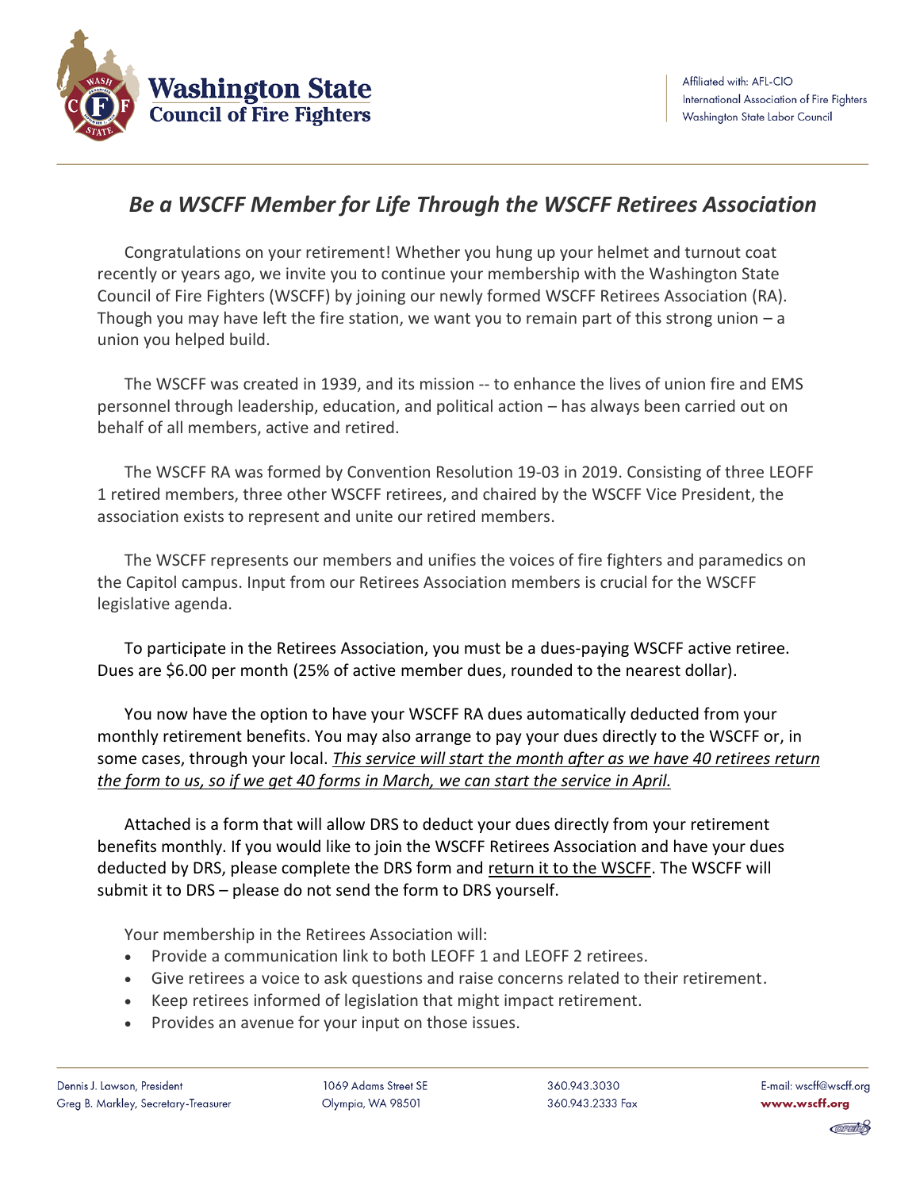Washington State Council of Fire Fighters

Affiliated with: AFL-CIO
International Association of Fire Fighters
Washington State Labor Council

# *Be a WSCFF Member for Life Through the WSCFF Retirees Association*

Congratulations on your retirement! Whether you hung up your helmet and turnout coat recently or years ago, we invite you to continue your membership with the Washington State Council of Fire Fighters (WSCFF) by joining our newly formed WSCFF Retirees Association (RA). Though you may have left the fire station, we want you to remain part of this strong union – a union you helped build.

The WSCFF was created in 1939, and its mission -- to enhance the lives of union fire and EMS personnel through leadership, education, and political action – has always been carried out on behalf of all members, active and retired.

The WSCFF RA was formed by Convention Resolution 19-03 in 2019. Consisting of three LEOFF 1 retired members, three other WSCFF retirees, and chaired by the WSCFF Vice President, the association exists to represent and unite our retired members.

The WSCFF represents our members and unifies the voices of fire fighters and paramedics on the Capitol campus. Input from our Retirees Association members is crucial for the WSCFF legislative agenda.

To participate in the Retirees Association, you must be a dues-paying WSCFF active retiree. Dues are $6.00 per month (25% of active member dues, rounded to the nearest dollar).

You now have the option to have your WSCFF RA dues automatically deducted from your monthly retirement benefits. You may also arrange to pay your dues directly to the WSCFF or, in some cases, through your local. *This service will start the month after as we have 40 retirees return the form to us, so if we get 40 forms in March, we can start the service in April.*

Attached is a form that will allow DRS to deduct your dues directly from your retirement benefits monthly. If you would like to join the WSCFF Retirees Association and have your dues deducted by DRS, please complete the DRS form and return it to the WSCFF. The WSCFF will submit it to DRS – please do not send the form to DRS yourself.

Your membership in the Retirees Association will:

- Provide a communication link to both LEOFF 1 and LEOFF 2 retirees.
- Give retirees a voice to ask questions and raise concerns related to their retirement.
- Keep retirees informed of legislation that might impact retirement.
- Provides an avenue for your input on those issues.

Dennis J. Lawson, President
Greg B. Markley, Secretary-Treasurer

1069 Adams Street SE
Olympia, WA 98501

360.943.3030
360.943.2333 Fax

E-mail: wscff@wscff.org
www.wscff.org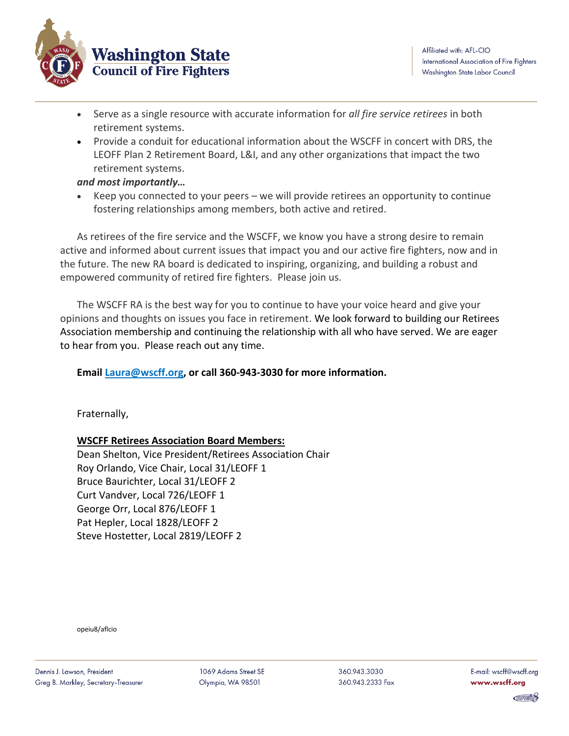- Serve as a single resource with accurate information for *all fire service retirees* in both retirement systems.
- Provide a conduit for educational information about the WSCFF in concert with DRS, the LEOFF Plan 2 Retirement Board, L&I, and any other organizations that impact the two retirement systems.

***and most importantly…***

- Keep you connected to your peers – we will provide retirees an opportunity to continue fostering relationships among members, both active and retired.

As retirees of the fire service and the WSCFF, we know you have a strong desire to remain active and informed about current issues that impact you and our active fire fighters, now and in the future. The new RA board is dedicated to inspiring, organizing, and building a robust and empowered community of retired fire fighters. Please join us.

The WSCFF RA is the best way for you to continue to have your voice heard and give your opinions and thoughts on issues you face in retirement. We look forward to building our Retirees Association membership and continuing the relationship with all who have served. We are eager to hear from you. Please reach out any time.

**Email Laura@wscff.org, or call 360-943-3030 for more information.**

Fraternally,

**WSCFF Retirees Association Board Members:**

Dean Shelton, Vice President/Retirees Association Chair
Roy Orlando, Vice Chair, Local 31/LEOFF 1
Bruce Baurichter, Local 31/LEOFF 2
Curt Vandver, Local 726/LEOFF 1
George Orr, Local 876/LEOFF 1
Pat Hepler, Local 1828/LEOFF 2
Steve Hostetter, Local 2819/LEOFF 2

opeiu8/aflcio